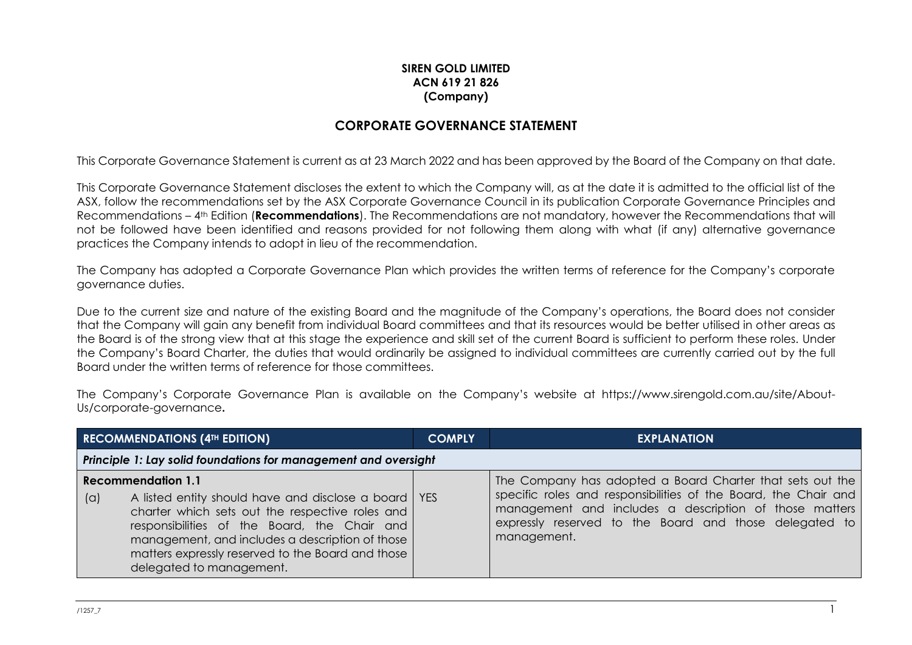**SIREN GOLD LIMITED**
**ACN 619 21 826**
**(Company)**

# CORPORATE GOVERNANCE STATEMENT

This Corporate Governance Statement is current as at 23 March 2022 and has been approved by the Board of the Company on that date.

This Corporate Governance Statement discloses the extent to which the Company will, as at the date it is admitted to the official list of the ASX, follow the recommendations set by the ASX Corporate Governance Council in its publication Corporate Governance Principles and Recommendations – 4th Edition (**Recommendations**). The Recommendations are not mandatory, however the Recommendations that will not be followed have been identified and reasons provided for not following them along with what (if any) alternative governance practices the Company intends to adopt in lieu of the recommendation.

The Company has adopted a Corporate Governance Plan which provides the written terms of reference for the Company's corporate governance duties.

Due to the current size and nature of the existing Board and the magnitude of the Company's operations, the Board does not consider that the Company will gain any benefit from individual Board committees and that its resources would be better utilised in other areas as the Board is of the strong view that at this stage the experience and skill set of the current Board is sufficient to perform these roles. Under the Company's Board Charter, the duties that would ordinarily be assigned to individual committees are currently carried out by the full Board under the written terms of reference for those committees.

The Company's Corporate Governance Plan is available on the Company's website at https://www.sirengold.com.au/site/About-Us/corporate-governance**.**

| RECOMMENDATIONS (4TH EDITION) | COMPLY | EXPLANATION |
|---|---|---|
| ***Principle 1: Lay solid foundations for management and oversight*** | | |
| **Recommendation 1.1**<br>(a) A listed entity should have and disclose a board charter which sets out the respective roles and responsibilities of the Board, the Chair and management, and includes a description of those matters expressly reserved to the Board and those delegated to management. | YES | The Company has adopted a Board Charter that sets out the specific roles and responsibilities of the Board, the Chair and management and includes a description of those matters expressly reserved to the Board and those delegated to management. |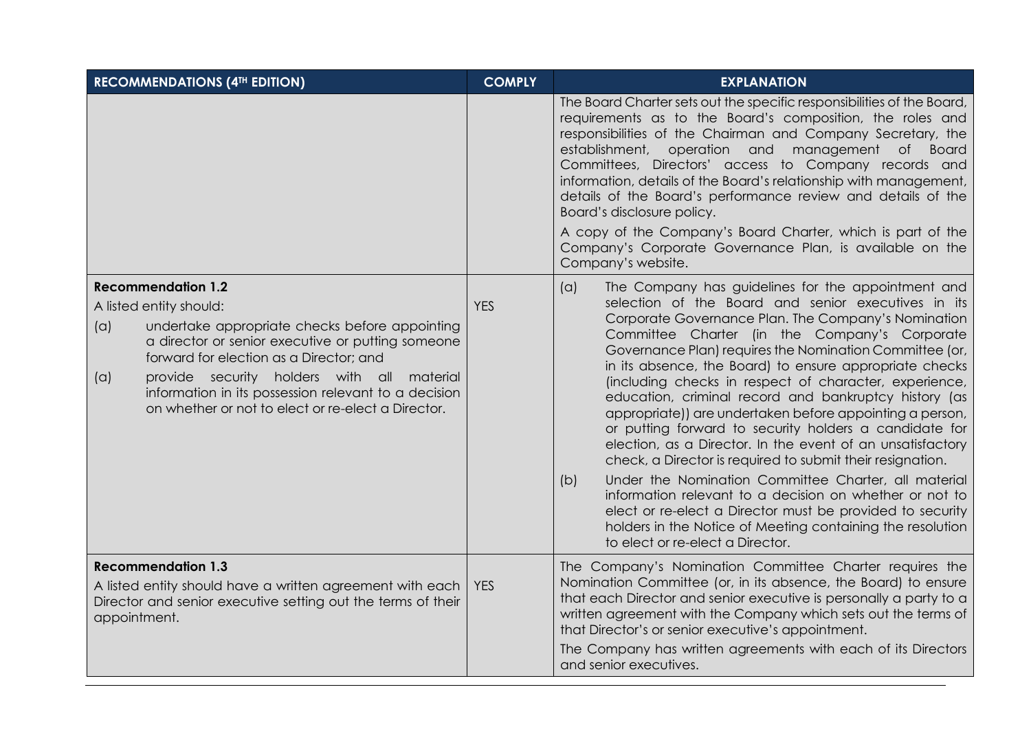| RECOMMENDATIONS (4TH EDITION) | COMPLY | EXPLANATION |
|---|---|---|
| | | The Board Charter sets out the specific responsibilities of the Board, requirements as to the Board's composition, the roles and responsibilities of the Chairman and Company Secretary, the establishment, operation and management of Board Committees, Directors' access to Company records and information, details of the Board's relationship with management, details of the Board's performance review and details of the Board's disclosure policy.<br><br>A copy of the Company's Board Charter, which is part of the Company's Corporate Governance Plan, is available on the Company's website. |
| **Recommendation 1.2**<br><br>A listed entity should:<br><br>(a) undertake appropriate checks before appointing a director or senior executive or putting someone forward for election as a Director; and<br><br>(a) provide security holders with all material information in its possession relevant to a decision on whether or not to elect or re-elect a Director. | YES | (a) The Company has guidelines for the appointment and selection of the Board and senior executives in its Corporate Governance Plan. The Company's Nomination Committee Charter (in the Company's Corporate Governance Plan) requires the Nomination Committee (or, in its absence, the Board) to ensure appropriate checks (including checks in respect of character, experience, education, criminal record and bankruptcy history (as appropriate)) are undertaken before appointing a person, or putting forward to security holders a candidate for election, as a Director. In the event of an unsatisfactory check, a Director is required to submit their resignation.<br><br>(b) Under the Nomination Committee Charter, all material information relevant to a decision on whether or not to elect or re-elect a Director must be provided to security holders in the Notice of Meeting containing the resolution to elect or re-elect a Director. |
| **Recommendation 1.3**<br><br>A listed entity should have a written agreement with each Director and senior executive setting out the terms of their appointment. | YES | The Company's Nomination Committee Charter requires the Nomination Committee (or, in its absence, the Board) to ensure that each Director and senior executive is personally a party to a written agreement with the Company which sets out the terms of that Director's or senior executive's appointment.<br><br>The Company has written agreements with each of its Directors and senior executives. |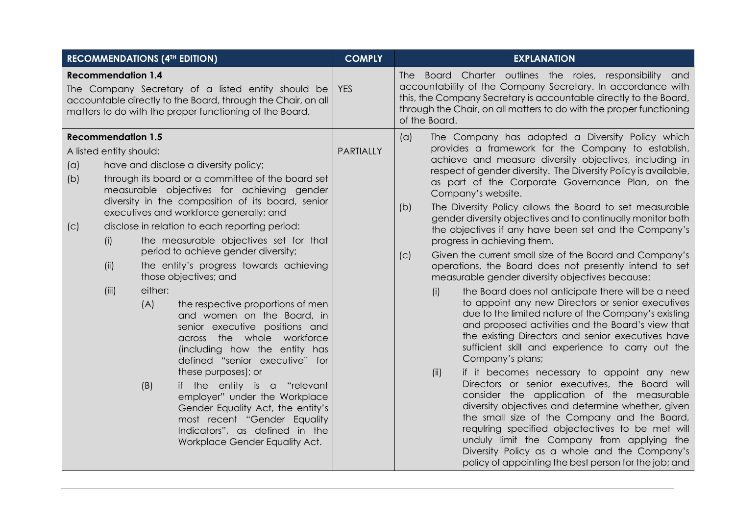| RECOMMENDATIONS (4TH EDITION) | COMPLY | EXPLANATION |
|---|---|---|
| **Recommendation 1.4**<br>The Company Secretary of a listed entity should be accountable directly to the Board, through the Chair, on all matters to do with the proper functioning of the Board. | YES | The Board Charter outlines the roles, responsibility and accountability of the Company Secretary. In accordance with this, the Company Secretary is accountable directly to the Board, through the Chair, on all matters to do with the proper functioning of the Board. |
| **Recommendation 1.5**<br>A listed entity should:<br>(a) have and disclose a diversity policy;<br>(b) through its board or a committee of the board set measurable objectives for achieving gender diversity in the composition of its board, senior executives and workforce generally; and<br>(c) disclose in relation to each reporting period:<br>(i) the measurable objectives set for that period to achieve gender diversity;<br>(ii) the entity's progress towards achieving those objectives; and<br>(iii) either:<br>(A) the respective proportions of men and women on the Board, in senior executive positions and across the whole workforce (including how the entity has defined "senior executive" for these purposes); or<br>(B) if the entity is a "relevant employer" under the Workplace Gender Equality Act, the entity's most recent "Gender Equality Indicators", as defined in the Workplace Gender Equality Act. | PARTIALLY | (a) The Company has adopted a Diversity Policy which provides a framework for the Company to establish, achieve and measure diversity objectives, including in respect of gender diversity. The Diversity Policy is available, as part of the Corporate Governance Plan, on the Company's website.<br>(b) The Diversity Policy allows the Board to set measurable gender diversity objectives and to continually monitor both the objectives if any have been set and the Company's progress in achieving them.<br>(c) Given the current small size of the Board and Company's operations, the Board does not presently intend to set measurable gender diversity objectives because:<br>(i) the Board does not anticipate there will be a need to appoint any new Directors or senior executives due to the limited nature of the Company's existing and proposed activities and the Board's view that the existing Directors and senior executives have sufficient skill and experience to carry out the Company's plans;<br>(ii) if it becomes necessary to appoint any new Directors or senior executives, the Board will consider the application of the measurable diversity objectives and determine whether, given the small size of the Company and the Board, requiring specified objectectives to be met will unduly limit the Company from applying the Diversity Policy as a whole and the Company's policy of appointing the best person for the job; and |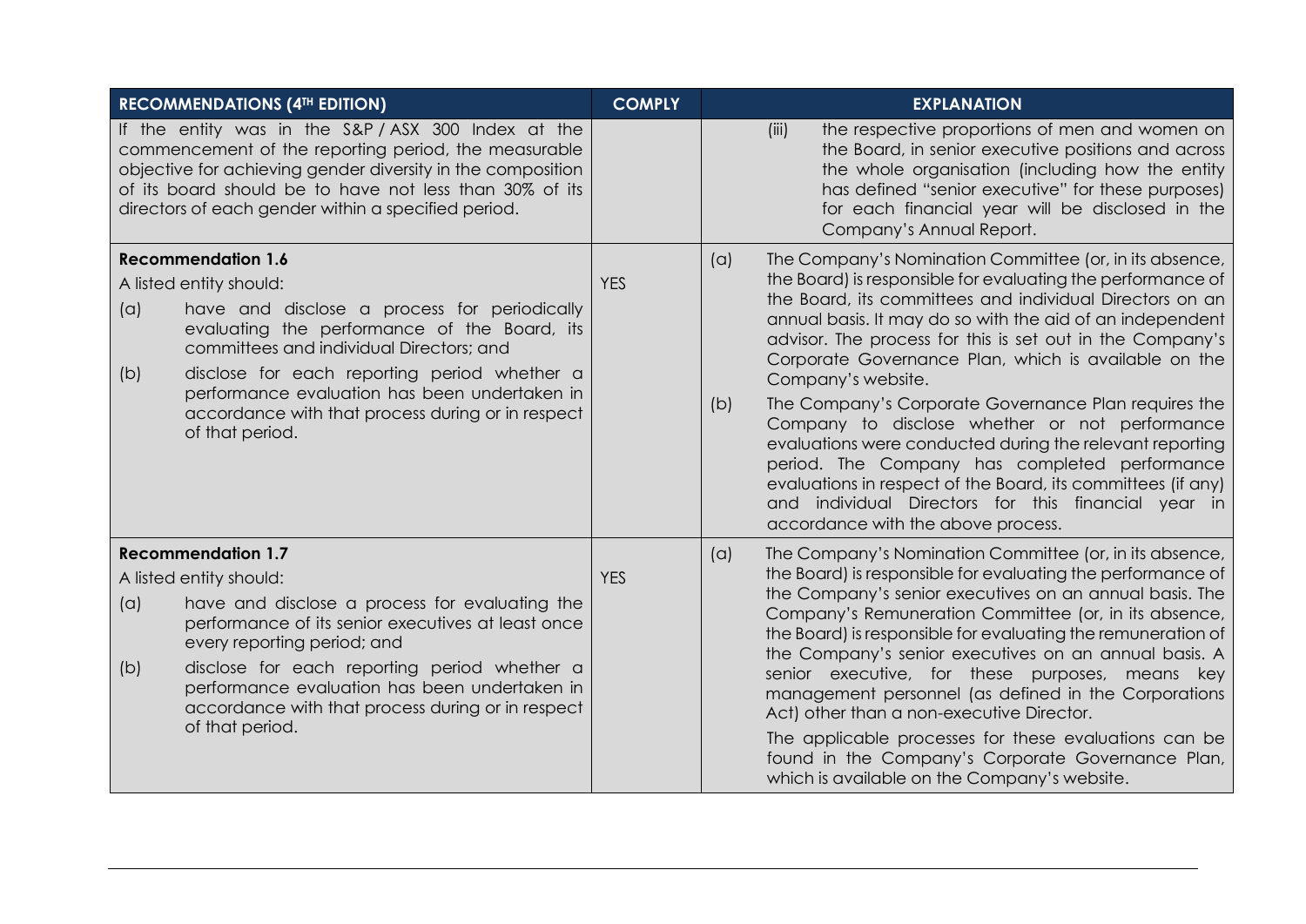| RECOMMENDATIONS (4TH EDITION) | COMPLY | EXPLANATION |
|---|---|---|
| If the entity was in the S&P / ASX 300 Index at the commencement of the reporting period, the measurable objective for achieving gender diversity in the composition of its board should be to have not less than 30% of its directors of each gender within a specified period. | | (iii) the respective proportions of men and women on the Board, in senior executive positions and across the whole organisation (including how the entity has defined "senior executive" for these purposes) for each financial year will be disclosed in the Company's Annual Report. |
| **Recommendation 1.6**<br>A listed entity should:<br>(a) have and disclose a process for periodically evaluating the performance of the Board, its committees and individual Directors; and<br>(b) disclose for each reporting period whether a performance evaluation has been undertaken in accordance with that process during or in respect of that period. | YES | (a) The Company's Nomination Committee (or, in its absence, the Board) is responsible for evaluating the performance of the Board, its committees and individual Directors on an annual basis. It may do so with the aid of an independent advisor. The process for this is set out in the Company's Corporate Governance Plan, which is available on the Company's website.<br>(b) The Company's Corporate Governance Plan requires the Company to disclose whether or not performance evaluations were conducted during the relevant reporting period. The Company has completed performance evaluations in respect of the Board, its committees (if any) and individual Directors for this financial year in accordance with the above process. |
| **Recommendation 1.7**<br>A listed entity should:<br>(a) have and disclose a process for evaluating the performance of its senior executives at least once every reporting period; and<br>(b) disclose for each reporting period whether a performance evaluation has been undertaken in accordance with that process during or in respect of that period. | YES | (a) The Company's Nomination Committee (or, in its absence, the Board) is responsible for evaluating the performance of the Company's senior executives on an annual basis. The Company's Remuneration Committee (or, in its absence, the Board) is responsible for evaluating the remuneration of the Company's senior executives on an annual basis. A senior executive, for these purposes, means key management personnel (as defined in the Corporations Act) other than a non-executive Director.<br>The applicable processes for these evaluations can be found in the Company's Corporate Governance Plan, which is available on the Company's website. |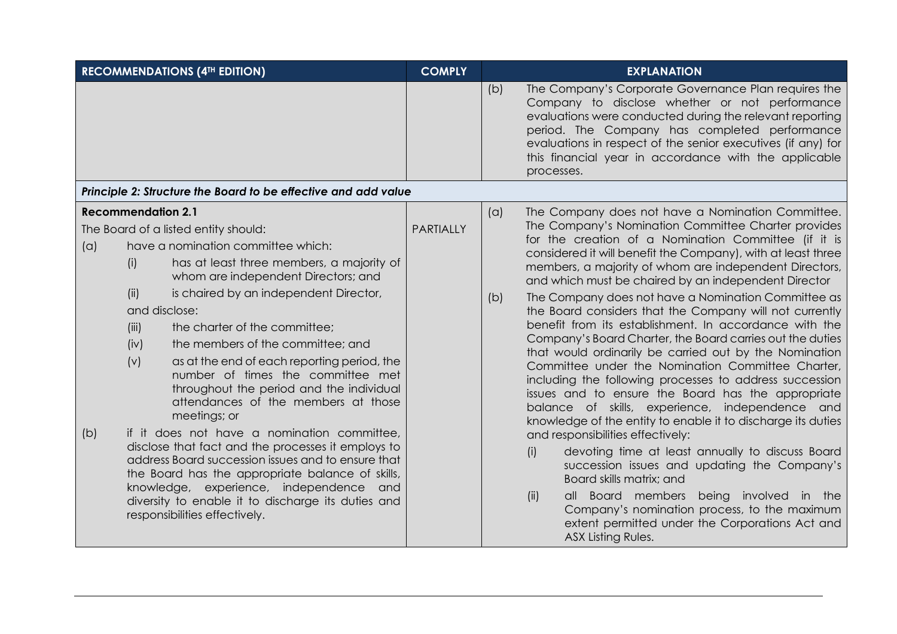| RECOMMENDATIONS (4TH EDITION) | COMPLY | EXPLANATION |
|---|---|---|
| | | (b) The Company's Corporate Governance Plan requires the Company to disclose whether or not performance evaluations were conducted during the relevant reporting period. The Company has completed performance evaluations in respect of the senior executives (if any) for this financial year in accordance with the applicable processes. |
| ***Principle 2: Structure the Board to be effective and add value*** | | |
| **Recommendation 2.1**<br>The Board of a listed entity should:<br>(a) have a nomination committee which:<br>(i) has at least three members, a majority of whom are independent Directors; and<br>(ii) is chaired by an independent Director,<br>and disclose:<br>(iii) the charter of the committee;<br>(iv) the members of the committee; and<br>(v) as at the end of each reporting period, the number of times the committee met throughout the period and the individual attendances of the members at those meetings; or<br>(b) if it does not have a nomination committee, disclose that fact and the processes it employs to address Board succession issues and to ensure that the Board has the appropriate balance of skills, knowledge, experience, independence and diversity to enable it to discharge its duties and responsibilities effectively. | PARTIALLY | (a) The Company does not have a Nomination Committee. The Company's Nomination Committee Charter provides for the creation of a Nomination Committee (if it is considered it will benefit the Company), with at least three members, a majority of whom are independent Directors, and which must be chaired by an independent Director<br>(b) The Company does not have a Nomination Committee as the Board considers that the Company will not currently benefit from its establishment. In accordance with the Company's Board Charter, the Board carries out the duties that would ordinarily be carried out by the Nomination Committee under the Nomination Committee Charter, including the following processes to address succession issues and to ensure the Board has the appropriate balance of skills, experience, independence and knowledge of the entity to enable it to discharge its duties and responsibilities effectively:<br>(i) devoting time at least annually to discuss Board succession issues and updating the Company's Board skills matrix; and<br>(ii) all Board members being involved in the Company's nomination process, to the maximum extent permitted under the Corporations Act and ASX Listing Rules. |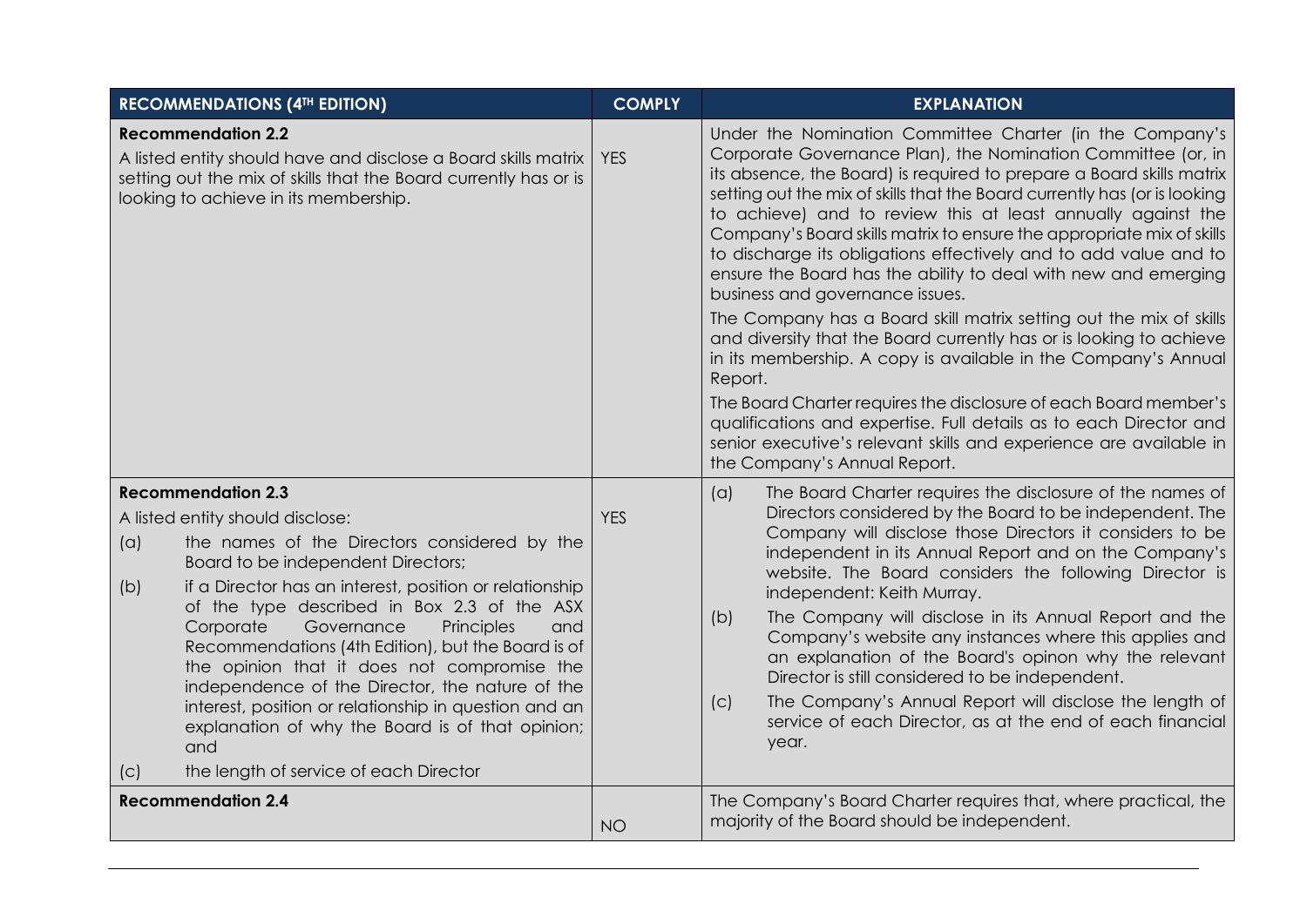| RECOMMENDATIONS (4TH EDITION) | COMPLY | EXPLANATION |
|---|---|---|
| **Recommendation 2.2**<br>A listed entity should have and disclose a Board skills matrix setting out the mix of skills that the Board currently has or is looking to achieve in its membership. | YES | Under the Nomination Committee Charter (in the Company's Corporate Governance Plan), the Nomination Committee (or, in its absence, the Board) is required to prepare a Board skills matrix setting out the mix of skills that the Board currently has (or is looking to achieve) and to review this at least annually against the Company's Board skills matrix to ensure the appropriate mix of skills to discharge its obligations effectively and to add value and to ensure the Board has the ability to deal with new and emerging business and governance issues.<br>The Company has a Board skill matrix setting out the mix of skills and diversity that the Board currently has or is looking to achieve in its membership. A copy is available in the Company's Annual Report.<br>The Board Charter requires the disclosure of each Board member's qualifications and expertise. Full details as to each Director and senior executive's relevant skills and experience are available in the Company's Annual Report. |
| **Recommendation 2.3**<br>A listed entity should disclose:<br>(a) the names of the Directors considered by the Board to be independent Directors;<br>(b) if a Director has an interest, position or relationship of the type described in Box 2.3 of the ASX Corporate Governance Principles and Recommendations (4th Edition), but the Board is of the opinion that it does not compromise the independence of the Director, the nature of the interest, position or relationship in question and an explanation of why the Board is of that opinion; and<br>(c) the length of service of each Director | YES | (a) The Board Charter requires the disclosure of the names of Directors considered by the Board to be independent. The Company will disclose those Directors it considers to be independent in its Annual Report and on the Company's website. The Board considers the following Director is independent: Keith Murray.<br>(b) The Company will disclose in its Annual Report and the Company's website any instances where this applies and an explanation of the Board's opinon why the relevant Director is still considered to be independent.<br>(c) The Company's Annual Report will disclose the length of service of each Director, as at the end of each financial year. |
| **Recommendation 2.4** | NO | The Company's Board Charter requires that, where practical, the majority of the Board should be independent. |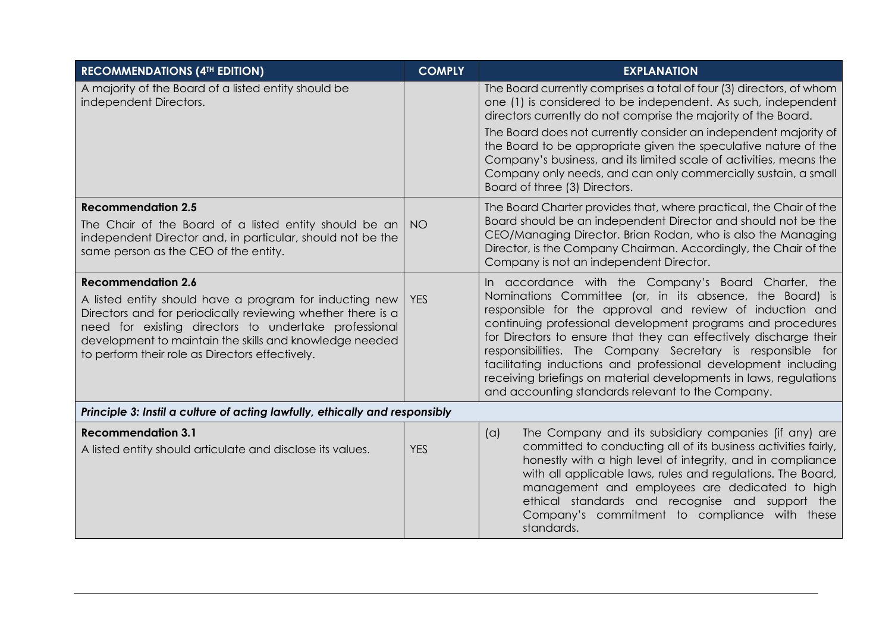| RECOMMENDATIONS (4TH EDITION) | COMPLY | EXPLANATION |
| --- | --- | --- |
| A majority of the Board of a listed entity should be independent Directors. | | The Board currently comprises a total of four (3) directors, of whom one (1) is considered to be independent. As such, independent directors currently do not comprise the majority of the Board.<br>The Board does not currently consider an independent majority of the Board to be appropriate given the speculative nature of the Company's business, and its limited scale of activities, means the Company only needs, and can only commercially sustain, a small Board of three (3) Directors. |
| **Recommendation 2.5**<br>The Chair of the Board of a listed entity should be an independent Director and, in particular, should not be the same person as the CEO of the entity. | NO | The Board Charter provides that, where practical, the Chair of the Board should be an independent Director and should not be the CEO/Managing Director. Brian Rodan, who is also the Managing Director, is the Company Chairman. Accordingly, the Chair of the Company is not an independent Director. |
| **Recommendation 2.6**<br>A listed entity should have a program for inducting new Directors and for periodically reviewing whether there is a need for existing directors to undertake professional development to maintain the skills and knowledge needed to perform their role as Directors effectively. | YES | In accordance with the Company's Board Charter, the Nominations Committee (or, in its absence, the Board) is responsible for the approval and review of induction and continuing professional development programs and procedures for Directors to ensure that they can effectively discharge their responsibilities. The Company Secretary is responsible for facilitating inductions and professional development including receiving briefings on material developments in laws, regulations and accounting standards relevant to the Company. |
| ***Principle 3: Instil a culture of acting lawfully, ethically and responsibly*** | | |
| **Recommendation 3.1**<br>A listed entity should articulate and disclose its values. | YES | (a) The Company and its subsidiary companies (if any) are committed to conducting all of its business activities fairly, honestly with a high level of integrity, and in compliance with all applicable laws, rules and regulations. The Board, management and employees are dedicated to high ethical standards and recognise and support the Company's commitment to compliance with these standards. |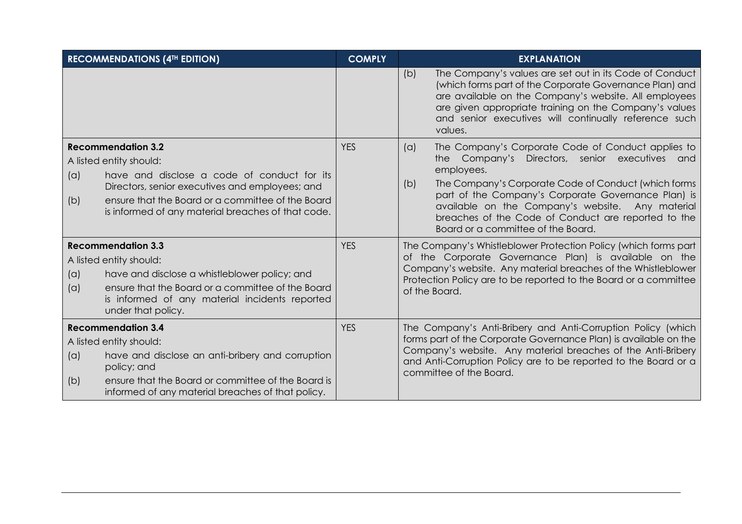| RECOMMENDATIONS (4TH EDITION) | COMPLY | EXPLANATION |
|---|---|---|
| | | (b) The Company's values are set out in its Code of Conduct (which forms part of the Corporate Governance Plan) and are available on the Company's website. All employees are given appropriate training on the Company's values and senior executives will continually reference such values. |
| **Recommendation 3.2**<br>A listed entity should:<br>(a) have and disclose a code of conduct for its Directors, senior executives and employees; and<br>(b) ensure that the Board or a committee of the Board is informed of any material breaches of that code. | YES | (a) The Company's Corporate Code of Conduct applies to the Company's Directors, senior executives and employees.<br>(b) The Company's Corporate Code of Conduct (which forms part of the Company's Corporate Governance Plan) is available on the Company's website. Any material breaches of the Code of Conduct are reported to the Board or a committee of the Board. |
| **Recommendation 3.3**<br>A listed entity should:<br>(a) have and disclose a whistleblower policy; and<br>(a) ensure that the Board or a committee of the Board is informed of any material incidents reported under that policy. | YES | The Company's Whistleblower Protection Policy (which forms part of the Corporate Governance Plan) is available on the Company's website. Any material breaches of the Whistleblower Protection Policy are to be reported to the Board or a committee of the Board. |
| **Recommendation 3.4**<br>A listed entity should:<br>(a) have and disclose an anti-bribery and corruption policy; and<br>(b) ensure that the Board or committee of the Board is informed of any material breaches of that policy. | YES | The Company's Anti-Bribery and Anti-Corruption Policy (which forms part of the Corporate Governance Plan) is available on the Company's website. Any material breaches of the Anti-Bribery and Anti-Corruption Policy are to be reported to the Board or a committee of the Board. |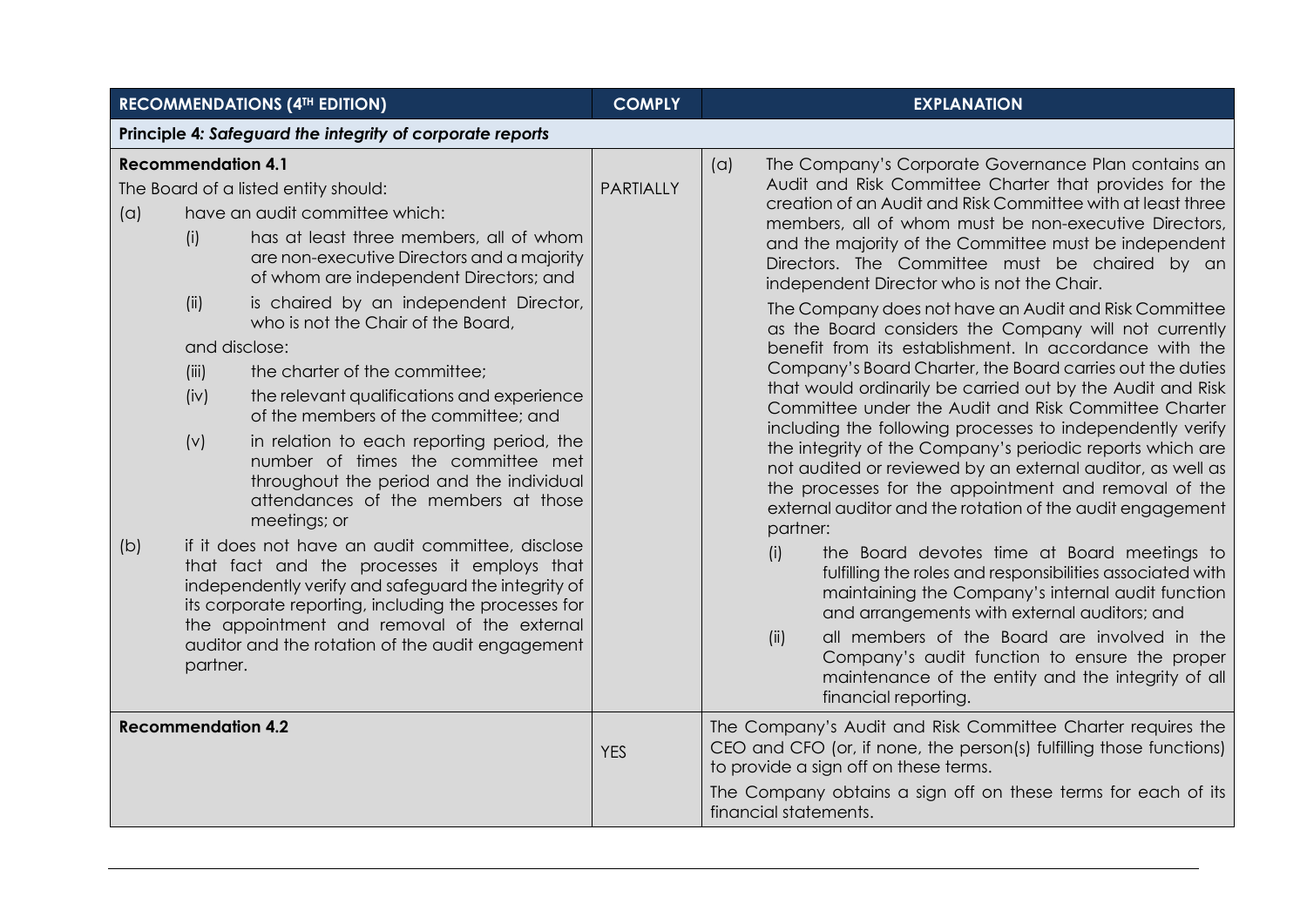| RECOMMENDATIONS (4TH EDITION) | COMPLY | EXPLANATION |
| --- | --- | --- |
| ***Principle 4: Safeguard the integrity of corporate reports*** | | |
| **Recommendation 4.1**<br>The Board of a listed entity should:<br>(a) have an audit committee which:<br>(i) has at least three members, all of whom are non-executive Directors and a majority of whom are independent Directors; and<br>(ii) is chaired by an independent Director, who is not the Chair of the Board,<br>and disclose:<br>(iii) the charter of the committee;<br>(iv) the relevant qualifications and experience of the members of the committee; and<br>(v) in relation to each reporting period, the number of times the committee met throughout the period and the individual attendances of the members at those meetings; or<br>(b) if it does not have an audit committee, disclose that fact and the processes it employs that independently verify and safeguard the integrity of its corporate reporting, including the processes for the appointment and removal of the external auditor and the rotation of the audit engagement partner. | PARTIALLY | (a) The Company's Corporate Governance Plan contains an Audit and Risk Committee Charter that provides for the creation of an Audit and Risk Committee with at least three members, all of whom must be non-executive Directors, and the majority of the Committee must be independent Directors. The Committee must be chaired by an independent Director who is not the Chair.<br>The Company does not have an Audit and Risk Committee as the Board considers the Company will not currently benefit from its establishment. In accordance with the Company's Board Charter, the Board carries out the duties that would ordinarily be carried out by the Audit and Risk Committee under the Audit and Risk Committee Charter including the following processes to independently verify the integrity of the Company's periodic reports which are not audited or reviewed by an external auditor, as well as the processes for the appointment and removal of the external auditor and the rotation of the audit engagement partner:<br>(i) the Board devotes time at Board meetings to fulfilling the roles and responsibilities associated with maintaining the Company's internal audit function and arrangements with external auditors; and<br>(ii) all members of the Board are involved in the Company's audit function to ensure the proper maintenance of the entity and the integrity of all financial reporting. |
| **Recommendation 4.2** | YES | The Company's Audit and Risk Committee Charter requires the CEO and CFO (or, if none, the person(s) fulfilling those functions) to provide a sign off on these terms.<br>The Company obtains a sign off on these terms for each of its financial statements. |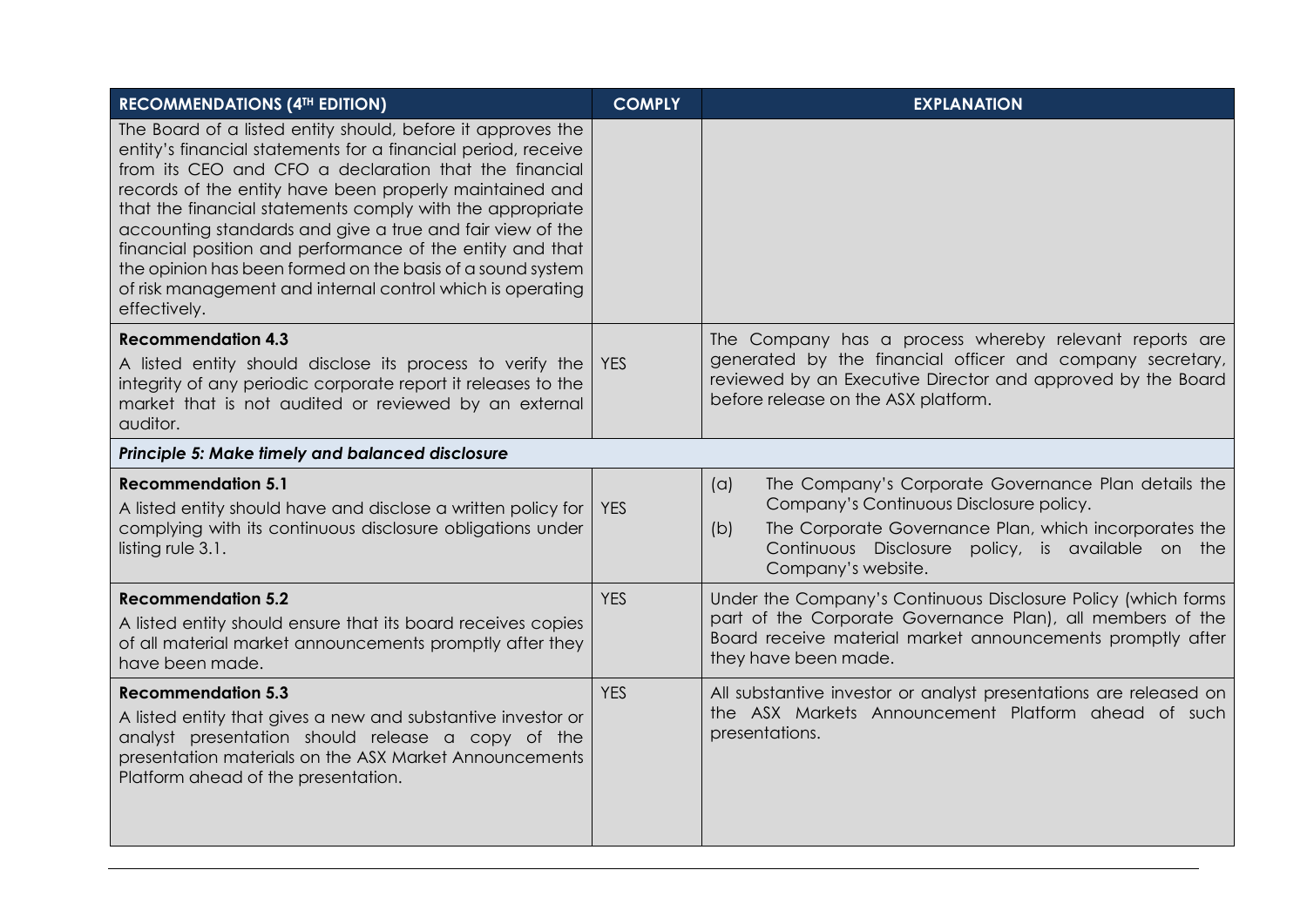| RECOMMENDATIONS (4TH EDITION) | COMPLY | EXPLANATION |
|---|---|---|
| The Board of a listed entity should, before it approves the entity's financial statements for a financial period, receive from its CEO and CFO a declaration that the financial records of the entity have been properly maintained and that the financial statements comply with the appropriate accounting standards and give a true and fair view of the financial position and performance of the entity and that the opinion has been formed on the basis of a sound system of risk management and internal control which is operating effectively. | | |
| **Recommendation 4.3**<br>A listed entity should disclose its process to verify the integrity of any periodic corporate report it releases to the market that is not audited or reviewed by an external auditor. | YES | The Company has a process whereby relevant reports are generated by the financial officer and company secretary, reviewed by an Executive Director and approved by the Board before release on the ASX platform. |
| ***Principle 5: Make timely and balanced disclosure*** | | |
| **Recommendation 5.1**<br>A listed entity should have and disclose a written policy for complying with its continuous disclosure obligations under listing rule 3.1. | YES | (a) The Company's Corporate Governance Plan details the Company's Continuous Disclosure policy.<br>(b) The Corporate Governance Plan, which incorporates the Continuous Disclosure policy, is available on the Company's website. |
| **Recommendation 5.2**<br>A listed entity should ensure that its board receives copies of all material market announcements promptly after they have been made. | YES | Under the Company's Continuous Disclosure Policy (which forms part of the Corporate Governance Plan), all members of the Board receive material market announcements promptly after they have been made. |
| **Recommendation 5.3**<br>A listed entity that gives a new and substantive investor or analyst presentation should release a copy of the presentation materials on the ASX Market Announcements Platform ahead of the presentation. | YES | All substantive investor or analyst presentations are released on the ASX Markets Announcement Platform ahead of such presentations. |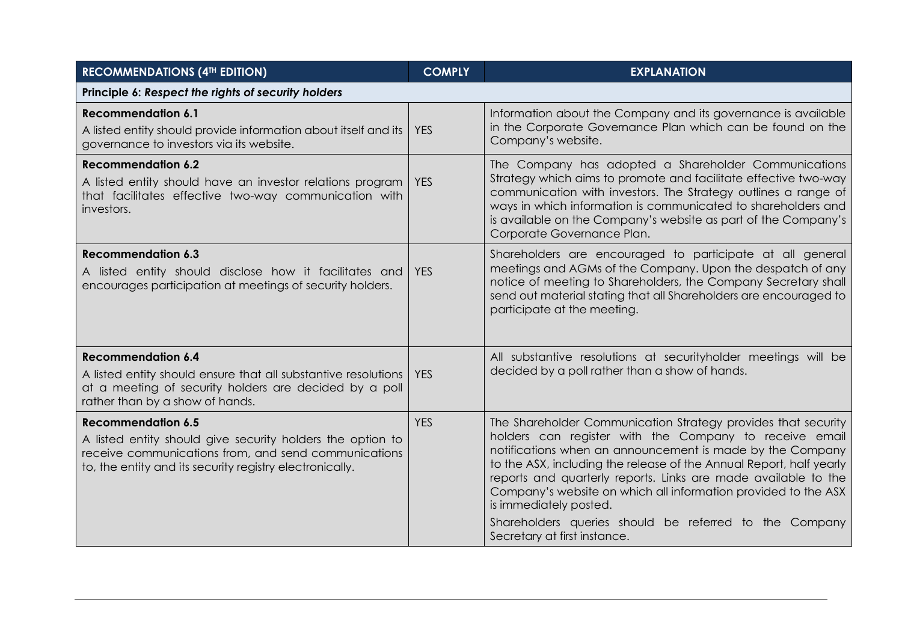| RECOMMENDATIONS (4TH EDITION) | COMPLY | EXPLANATION |
| --- | --- | --- |
| **Principle 6: *Respect the rights of security holders*** | | |
| **Recommendation 6.1**<br>A listed entity should provide information about itself and its governance to investors via its website. | YES | Information about the Company and its governance is available in the Corporate Governance Plan which can be found on the Company's website. |
| **Recommendation 6.2**<br>A listed entity should have an investor relations program that facilitates effective two-way communication with investors. | YES | The Company has adopted a Shareholder Communications Strategy which aims to promote and facilitate effective two-way communication with investors. The Strategy outlines a range of ways in which information is communicated to shareholders and is available on the Company's website as part of the Company's Corporate Governance Plan. |
| **Recommendation 6.3**<br>A listed entity should disclose how it facilitates and encourages participation at meetings of security holders. | YES | Shareholders are encouraged to participate at all general meetings and AGMs of the Company. Upon the despatch of any notice of meeting to Shareholders, the Company Secretary shall send out material stating that all Shareholders are encouraged to participate at the meeting. |
| **Recommendation 6.4**<br>A listed entity should ensure that all substantive resolutions at a meeting of security holders are decided by a poll rather than by a show of hands. | YES | All substantive resolutions at securityholder meetings will be decided by a poll rather than a show of hands. |
| **Recommendation 6.5**<br>A listed entity should give security holders the option to receive communications from, and send communications to, the entity and its security registry electronically. | YES | The Shareholder Communication Strategy provides that security holders can register with the Company to receive email notifications when an announcement is made by the Company to the ASX, including the release of the Annual Report, half yearly reports and quarterly reports. Links are made available to the Company's website on which all information provided to the ASX is immediately posted.<br>Shareholders queries should be referred to the Company Secretary at first instance. |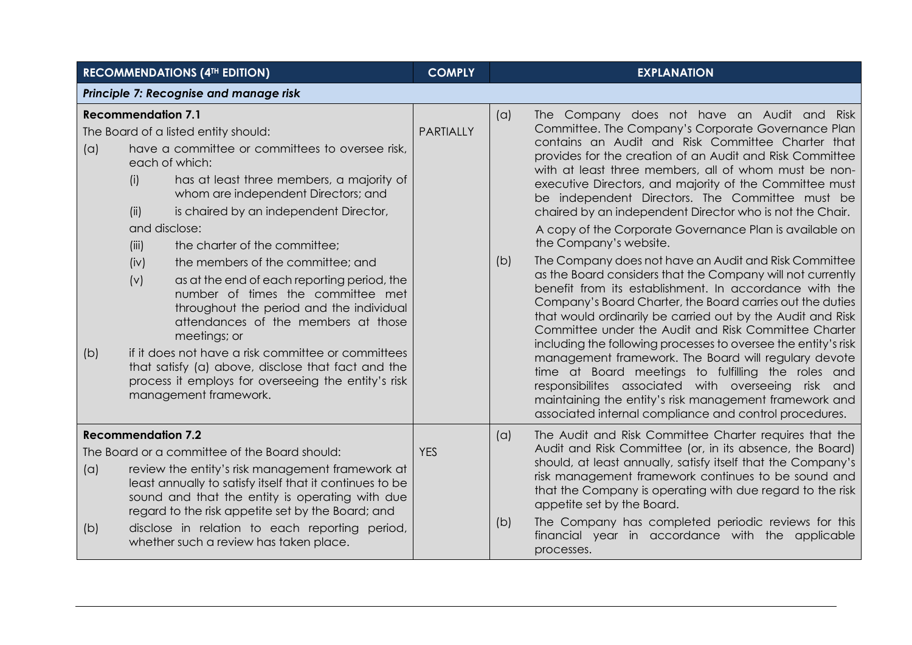| RECOMMENDATIONS (4TH EDITION) | COMPLY | EXPLANATION |
|---|---|---|
| ***Principle 7: Recognise and manage risk*** | | |
| **Recommendation 7.1**<br>The Board of a listed entity should:<br>(a) have a committee or committees to oversee risk, each of which:<br>(i) has at least three members, a majority of whom are independent Directors; and<br>(ii) is chaired by an independent Director,<br>and disclose:<br>(iii) the charter of the committee;<br>(iv) the members of the committee; and<br>(v) as at the end of each reporting period, the number of times the committee met throughout the period and the individual attendances of the members at those meetings; or<br>(b) if it does not have a risk committee or committees that satisfy (a) above, disclose that fact and the process it employs for overseeing the entity's risk management framework. | PARTIALLY | (a) The Company does not have an Audit and Risk Committee. The Company's Corporate Governance Plan contains an Audit and Risk Committee Charter that provides for the creation of an Audit and Risk Committee with at least three members, all of whom must be non-executive Directors, and majority of the Committee must be independent Directors. The Committee must be chaired by an independent Director who is not the Chair.<br>A copy of the Corporate Governance Plan is available on the Company's website.<br>(b) The Company does not have an Audit and Risk Committee as the Board considers that the Company will not currently benefit from its establishment. In accordance with the Company's Board Charter, the Board carries out the duties that would ordinarily be carried out by the Audit and Risk Committee under the Audit and Risk Committee Charter including the following processes to oversee the entity's risk management framework. The Board will regulary devote time at Board meetings to fulfilling the roles and responsibilites associated with overseeing risk and maintaining the entity's risk management framework and associated internal compliance and control procedures. |
| **Recommendation 7.2**<br>The Board or a committee of the Board should:<br>(a) review the entity's risk management framework at least annually to satisfy itself that it continues to be sound and that the entity is operating with due regard to the risk appetite set by the Board; and<br>(b) disclose in relation to each reporting period, whether such a review has taken place. | YES | (a) The Audit and Risk Committee Charter requires that the Audit and Risk Committee (or, in its absence, the Board) should, at least annually, satisfy itself that the Company's risk management framework continues to be sound and that the Company is operating with due regard to the risk appetite set by the Board.<br>(b) The Company has completed periodic reviews for this financial year in accordance with the applicable processes. |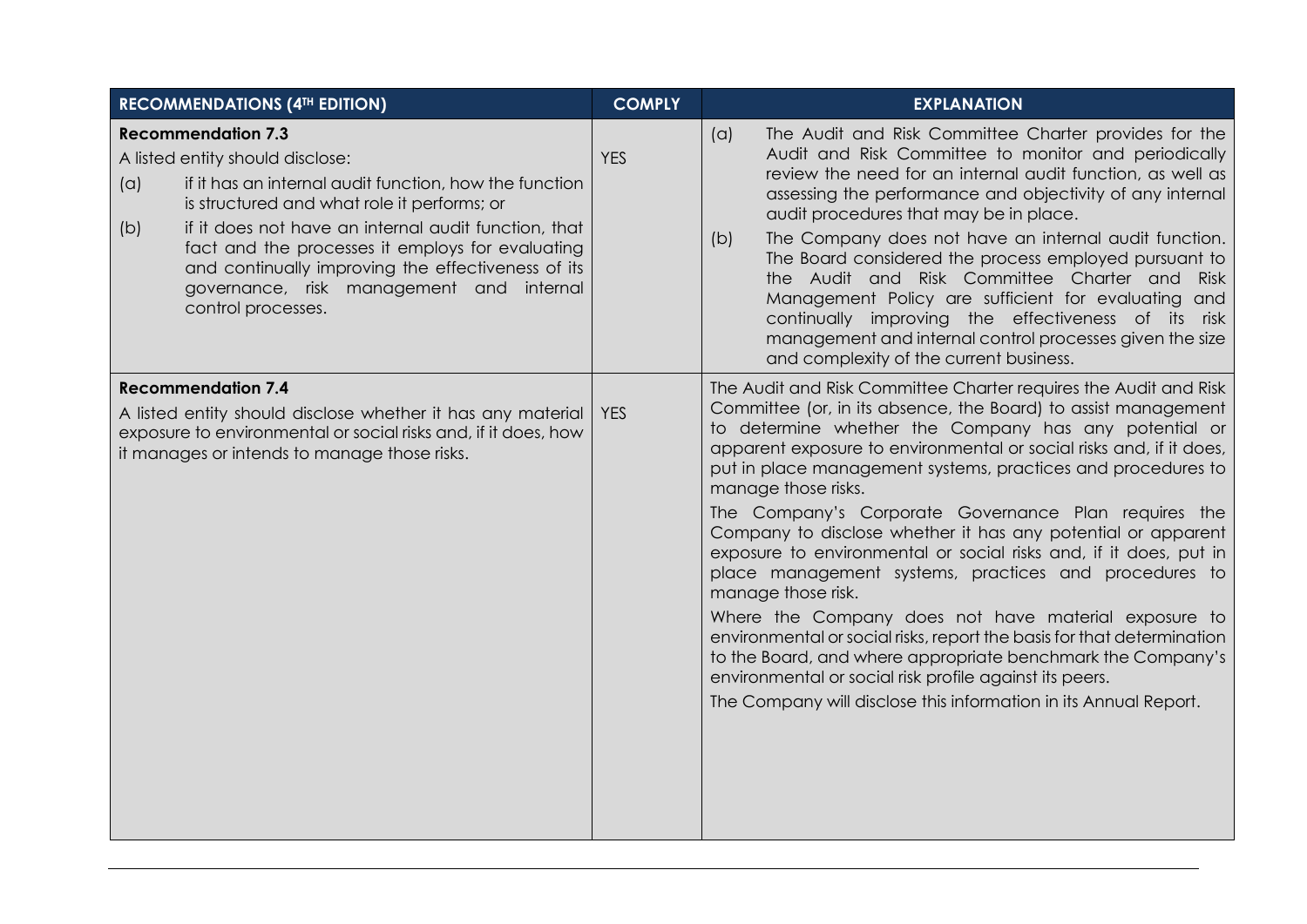| RECOMMENDATIONS (4TH EDITION) | COMPLY | EXPLANATION |
| --- | --- | --- |
| **Recommendation 7.3**<br>A listed entity should disclose:<br>(a) if it has an internal audit function, how the function is structured and what role it performs; or<br>(b) if it does not have an internal audit function, that fact and the processes it employs for evaluating and continually improving the effectiveness of its governance, risk management and internal control processes. | YES | (a) The Audit and Risk Committee Charter provides for the Audit and Risk Committee to monitor and periodically review the need for an internal audit function, as well as assessing the performance and objectivity of any internal audit procedures that may be in place.<br>(b) The Company does not have an internal audit function. The Board considered the process employed pursuant to the Audit and Risk Committee Charter and Risk Management Policy are sufficient for evaluating and continually improving the effectiveness of its risk management and internal control processes given the size and complexity of the current business. |
| **Recommendation 7.4**<br>A listed entity should disclose whether it has any material exposure to environmental or social risks and, if it does, how it manages or intends to manage those risks. | YES | The Audit and Risk Committee Charter requires the Audit and Risk Committee (or, in its absence, the Board) to assist management to determine whether the Company has any potential or apparent exposure to environmental or social risks and, if it does, put in place management systems, practices and procedures to manage those risks.<br>The Company's Corporate Governance Plan requires the Company to disclose whether it has any potential or apparent exposure to environmental or social risks and, if it does, put in place management systems, practices and procedures to manage those risk.<br>Where the Company does not have material exposure to environmental or social risks, report the basis for that determination to the Board, and where appropriate benchmark the Company's environmental or social risk profile against its peers.<br>The Company will disclose this information in its Annual Report. |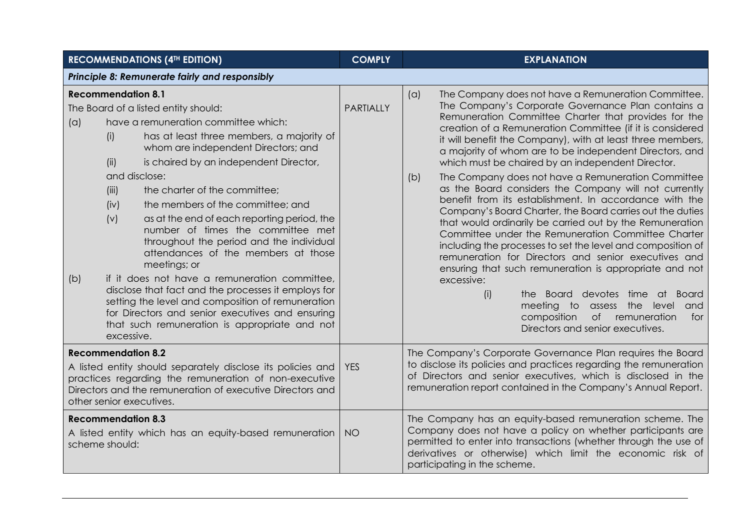| RECOMMENDATIONS (4TH EDITION) | COMPLY | EXPLANATION |
|---|---|---|
| ***Principle 8: Remunerate fairly and responsibly*** | | |
| **Recommendation 8.1**<br>The Board of a listed entity should:<br>(a) have a remuneration committee which:<br>(i) has at least three members, a majority of whom are independent Directors; and<br>(ii) is chaired by an independent Director,<br>and disclose:<br>(iii) the charter of the committee;<br>(iv) the members of the committee; and<br>(v) as at the end of each reporting period, the number of times the committee met throughout the period and the individual attendances of the members at those meetings; or<br>(b) if it does not have a remuneration committee, disclose that fact and the processes it employs for setting the level and composition of remuneration for Directors and senior executives and ensuring that such remuneration is appropriate and not excessive. | PARTIALLY | (a) The Company does not have a Remuneration Committee. The Company's Corporate Governance Plan contains a Remuneration Committee Charter that provides for the creation of a Remuneration Committee (if it is considered it will benefit the Company), with at least three members, a majority of whom are to be independent Directors, and which must be chaired by an independent Director.<br>(b) The Company does not have a Remuneration Committee as the Board considers the Company will not currently benefit from its establishment. In accordance with the Company's Board Charter, the Board carries out the duties that would ordinarily be carried out by the Remuneration Committee under the Remuneration Committee Charter including the processes to set the level and composition of remuneration for Directors and senior executives and ensuring that such remuneration is appropriate and not excessive:<br>(i) the Board devotes time at Board meeting to assess the level and composition of remuneration for Directors and senior executives. |
| **Recommendation 8.2**<br>A listed entity should separately disclose its policies and practices regarding the remuneration of non-executive Directors and the remuneration of executive Directors and other senior executives. | YES | The Company's Corporate Governance Plan requires the Board to disclose its policies and practices regarding the remuneration of Directors and senior executives, which is disclosed in the remuneration report contained in the Company's Annual Report. |
| **Recommendation 8.3**<br>A listed entity which has an equity-based remuneration scheme should: | NO | The Company has an equity-based remuneration scheme. The Company does not have a policy on whether participants are permitted to enter into transactions (whether through the use of derivatives or otherwise) which limit the economic risk of participating in the scheme. |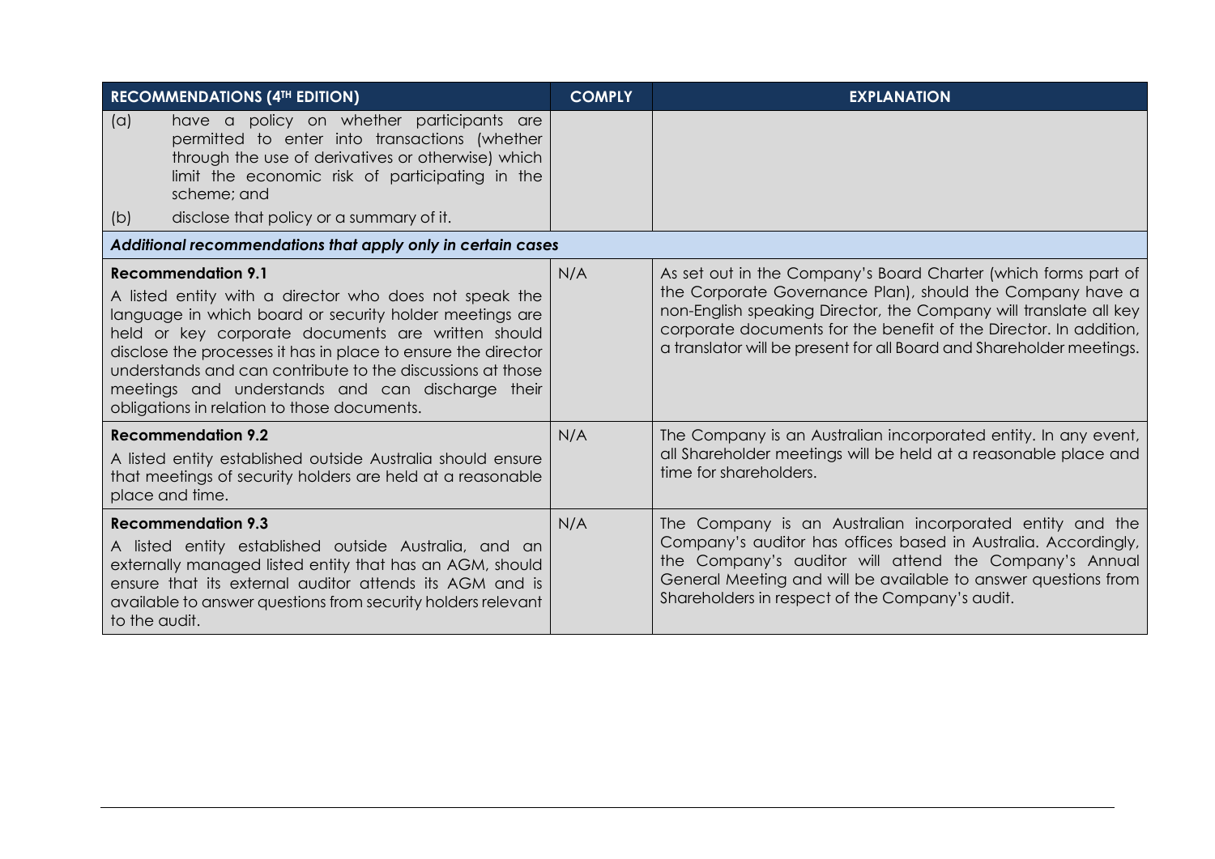| RECOMMENDATIONS (4TH EDITION) | COMPLY | EXPLANATION |
| --- | --- | --- |
| (a) have a policy on whether participants are permitted to enter into transactions (whether through the use of derivatives or otherwise) which limit the economic risk of participating in the scheme; and<br>(b) disclose that policy or a summary of it. | | |
| ***Additional recommendations that apply only in certain cases*** | | |
| **Recommendation 9.1**<br>A listed entity with a director who does not speak the language in which board or security holder meetings are held or key corporate documents are written should disclose the processes it has in place to ensure the director understands and can contribute to the discussions at those meetings and understands and can discharge their obligations in relation to those documents. | N/A | As set out in the Company's Board Charter (which forms part of the Corporate Governance Plan), should the Company have a non-English speaking Director, the Company will translate all key corporate documents for the benefit of the Director. In addition, a translator will be present for all Board and Shareholder meetings. |
| **Recommendation 9.2**<br>A listed entity established outside Australia should ensure that meetings of security holders are held at a reasonable place and time. | N/A | The Company is an Australian incorporated entity. In any event, all Shareholder meetings will be held at a reasonable place and time for shareholders. |
| **Recommendation 9.3**<br>A listed entity established outside Australia, and an externally managed listed entity that has an AGM, should ensure that its external auditor attends its AGM and is available to answer questions from security holders relevant to the audit. | N/A | The Company is an Australian incorporated entity and the Company's auditor has offices based in Australia. Accordingly, the Company's auditor will attend the Company's Annual General Meeting and will be available to answer questions from Shareholders in respect of the Company's audit. |